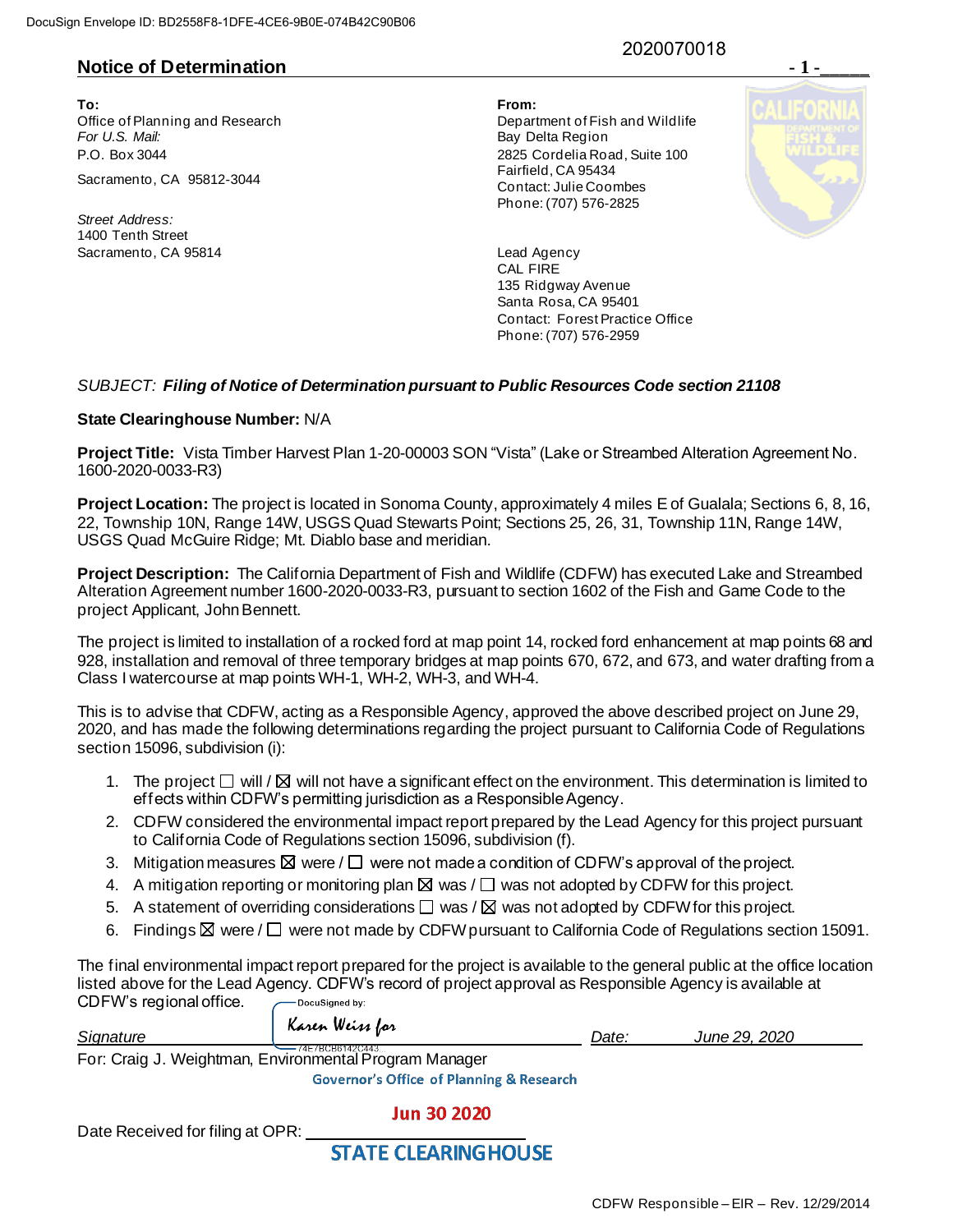DocuSign Envelope ID: BD2558F8-1DFE-4CE6-9B0E-074B42C90B06

2020070018

## Notice of Determination

**To:**
Office of Planning and Research
*For U.S. Mail:*
P.O. Box 3044
Sacramento, CA 95812-3044

*Street Address:*
1400 Tenth Street
Sacramento, CA 95814

**From:**
Department of Fish and Wildlife
Bay Delta Region
2825 Cordelia Road, Suite 100
Fairfield, CA 95434
Contact: Julie Coombes
Phone: (707) 576-2825

Lead Agency
CAL FIRE
135 Ridgway Avenue
Santa Rosa, CA 95401
Contact: Forest Practice Office
Phone: (707) 576-2959

*SUBJECT:* ***Filing of Notice of Determination pursuant to Public Resources Code section 21108***

**State Clearinghouse Number:** N/A

**Project Title:** Vista Timber Harvest Plan 1-20-00003 SON "Vista" (Lake or Streambed Alteration Agreement No. 1600-2020-0033-R3)

**Project Location:** The project is located in Sonoma County, approximately 4 miles E of Gualala; Sections 6, 8, 16, 22, Township 10N, Range 14W, USGS Quad Stewarts Point; Sections 25, 26, 31, Township 11N, Range 14W, USGS Quad McGuire Ridge; Mt. Diablo base and meridian.

**Project Description:** The California Department of Fish and Wildlife (CDFW) has executed Lake and Streambed Alteration Agreement number 1600-2020-0033-R3, pursuant to section 1602 of the Fish and Game Code to the project Applicant, John Bennett.

The project is limited to installation of a rocked ford at map point 14, rocked ford enhancement at map points 68 and 928, installation and removal of three temporary bridges at map points 670, 672, and 673, and water drafting from a Class I watercourse at map points WH-1, WH-2, WH-3, and WH-4.

This is to advise that CDFW, acting as a Responsible Agency, approved the above described project on June 29, 2020, and has made the following determinations regarding the project pursuant to California Code of Regulations section 15096, subdivision (i):

1. The project ☐ will / ☒ will not have a significant effect on the environment. This determination is limited to effects within CDFW's permitting jurisdiction as a Responsible Agency.
2. CDFW considered the environmental impact report prepared by the Lead Agency for this project pursuant to California Code of Regulations section 15096, subdivision (f).
3. Mitigation measures ☒ were / ☐ were not made a condition of CDFW's approval of the project.
4. A mitigation reporting or monitoring plan ☒ was / ☐ was not adopted by CDFW for this project.
5. A statement of overriding considerations ☐ was / ☒ was not adopted by CDFW for this project.
6. Findings ☒ were / ☐ were not made by CDFW pursuant to California Code of Regulations section 15091.

The final environmental impact report prepared for the project is available to the general public at the office location listed above for the Lead Agency. CDFW's record of project approval as Responsible Agency is available at CDFW's regional office.

*Signature* DocuSigned by: Karen Weiss for 74E7BCB6142C443... *Date:* *June 29, 2020*

For: Craig J. Weightman, Environmental Program Manager

Date Received for filing at OPR: Governor's Office of Planning & Research Jun 30 2020 STATE CLEARINGHOUSE

CDFW Responsible – EIR – Rev. 12/29/2014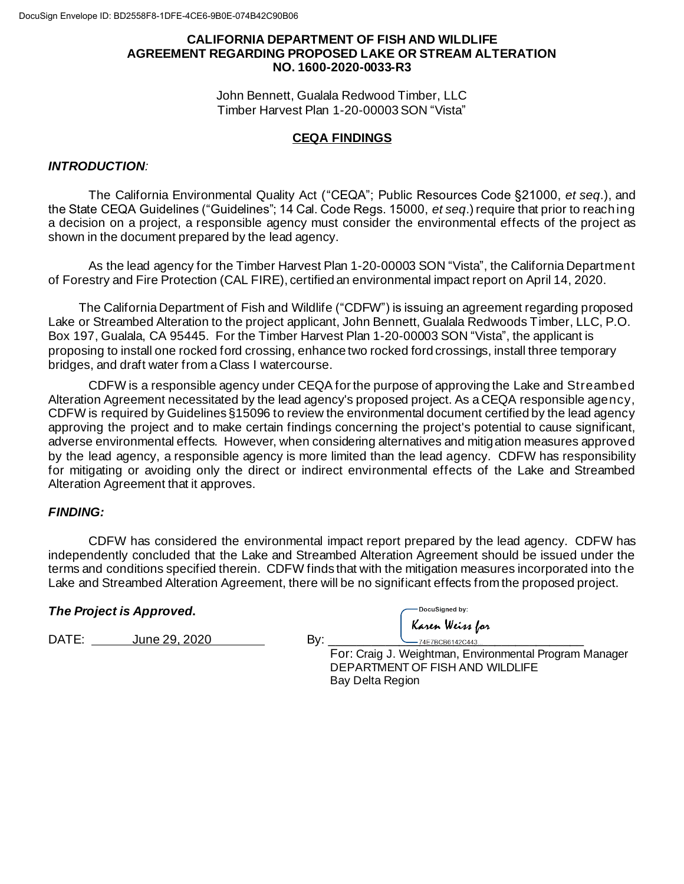# CALIFORNIA DEPARTMENT OF FISH AND WILDLIFE AGREEMENT REGARDING PROPOSED LAKE OR STREAM ALTERATION NO. 1600-2020-0033-R3

John Bennett, Gualala Redwood Timber, LLC
Timber Harvest Plan 1-20-00003 SON "Vista"

## CEQA FINDINGS

### *INTRODUCTION:*

The California Environmental Quality Act ("CEQA"; Public Resources Code §21000, *et seq*.), and the State CEQA Guidelines ("Guidelines"; 14 Cal. Code Regs. 15000, *et seq*.) require that prior to reaching a decision on a project, a responsible agency must consider the environmental effects of the project as shown in the document prepared by the lead agency.

As the lead agency for the Timber Harvest Plan 1-20-00003 SON "Vista", the California Department of Forestry and Fire Protection (CAL FIRE), certified an environmental impact report on April 14, 2020.

The California Department of Fish and Wildlife ("CDFW") is issuing an agreement regarding proposed Lake or Streambed Alteration to the project applicant, John Bennett, Gualala Redwoods Timber, LLC, P.O. Box 197, Gualala, CA 95445. For the Timber Harvest Plan 1-20-00003 SON "Vista", the applicant is proposing to install one rocked ford crossing, enhance two rocked ford crossings, install three temporary bridges, and draft water from a Class I watercourse.

CDFW is a responsible agency under CEQA for the purpose of approving the Lake and Streambed Alteration Agreement necessitated by the lead agency's proposed project. As a CEQA responsible agency, CDFW is required by Guidelines §15096 to review the environmental document certified by the lead agency approving the project and to make certain findings concerning the project's potential to cause significant, adverse environmental effects. However, when considering alternatives and mitigation measures approved by the lead agency, a responsible agency is more limited than the lead agency. CDFW has responsibility for mitigating or avoiding only the direct or indirect environmental effects of the Lake and Streambed Alteration Agreement that it approves.

### *FINDING:*

CDFW has considered the environmental impact report prepared by the lead agency. CDFW has independently concluded that the Lake and Streambed Alteration Agreement should be issued under the terms and conditions specified therein. CDFW finds that with the mitigation measures incorporated into the Lake and Streambed Alteration Agreement, there will be no significant effects from the proposed project.

***The Project is Approved.***

DATE: June 29, 2020

By: DocuSigned by: Karen Weiss for
74E7BCB6142C443...

For: Craig J. Weightman, Environmental Program Manager
DEPARTMENT OF FISH AND WILDLIFE
Bay Delta Region